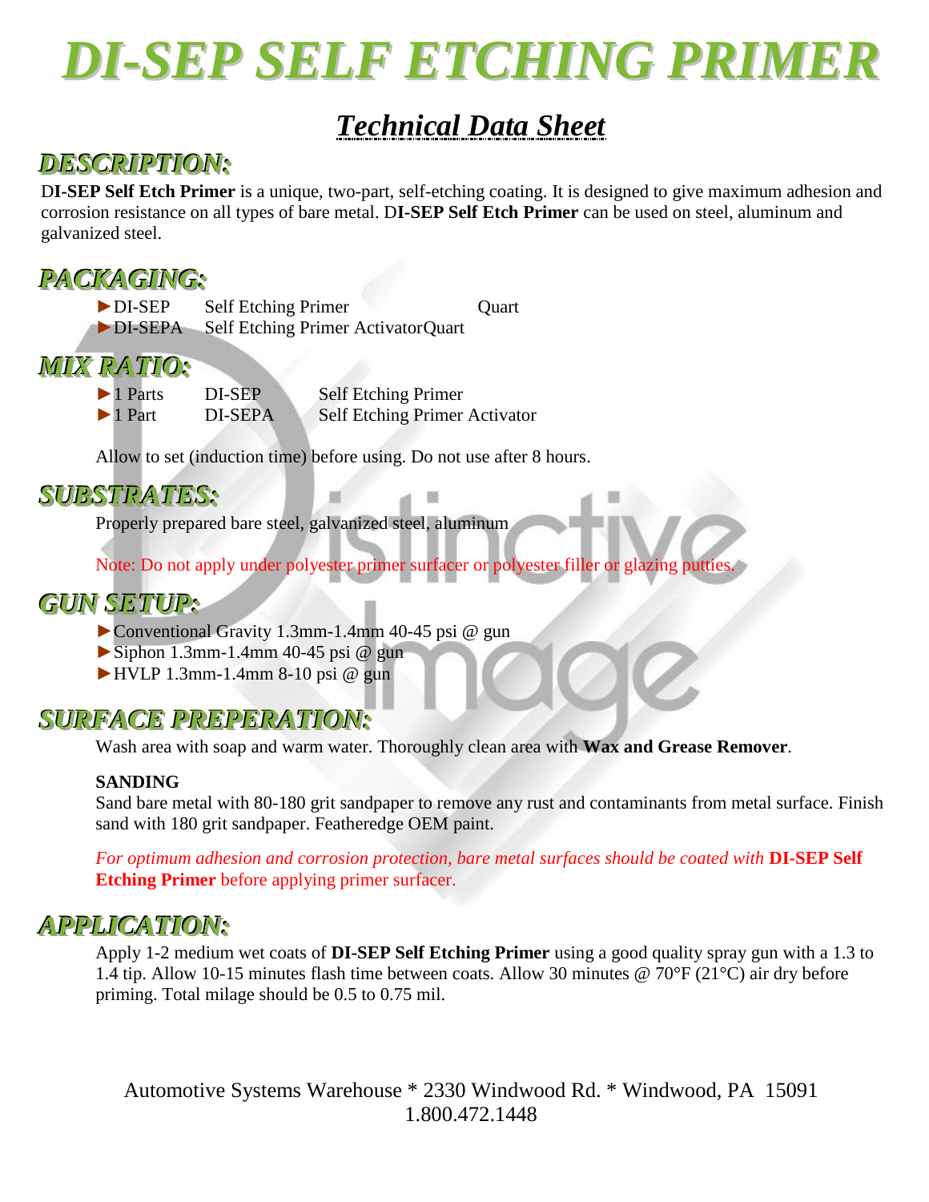# DI-SEP SELF ETCHING PRIMER

## Technical Data Sheet

## DESCRIPTION:

D**I-SEP Self Etch Primer** is a unique, two-part, self-etching coating. It is designed to give maximum adhesion and corrosion resistance on all types of bare metal. D**I-SEP Self Etch Primer** can be used on steel, aluminum and galvanized steel.

## PACKAGING:

- ►DI-SEP Self Etching Primer Quart
- ►DI-SEPA Self Etching Primer ActivatorQuart

## MIX RATIO:

- ►1 Parts DI-SEP Self Etching Primer
- ►1 Part DI-SEPA Self Etching Primer Activator

Allow to set (induction time) before using. Do not use after 8 hours.

## SUBSTRATES:

Properly prepared bare steel, galvanized steel, aluminum

Note: Do not apply under polyester primer surfacer or polyester filler or glazing putties.

## GUN SETUP:

- ►Conventional Gravity 1.3mm-1.4mm 40-45 psi @ gun
- ►Siphon 1.3mm-1.4mm 40-45 psi @ gun
- ►HVLP 1.3mm-1.4mm 8-10 psi @ gun

## SURFACE PREPERATION:

Wash area with soap and warm water. Thoroughly clean area with **Wax and Grease Remover**.

**SANDING**

Sand bare metal with 80-180 grit sandpaper to remove any rust and contaminants from metal surface. Finish sand with 180 grit sandpaper. Featheredge OEM paint.

*For optimum adhesion and corrosion protection, bare metal surfaces should be coated with* **DI-SEP Self Etching Primer** before applying primer surfacer.

## APPLICATION:

Apply 1-2 medium wet coats of **DI-SEP Self Etching Primer** using a good quality spray gun with a 1.3 to 1.4 tip. Allow 10-15 minutes flash time between coats. Allow 30 minutes @ 70°F (21°C) air dry before priming. Total milage should be 0.5 to 0.75 mil.

Automotive Systems Warehouse * 2330 Windwood Rd. * Windwood, PA 15091
1.800.472.1448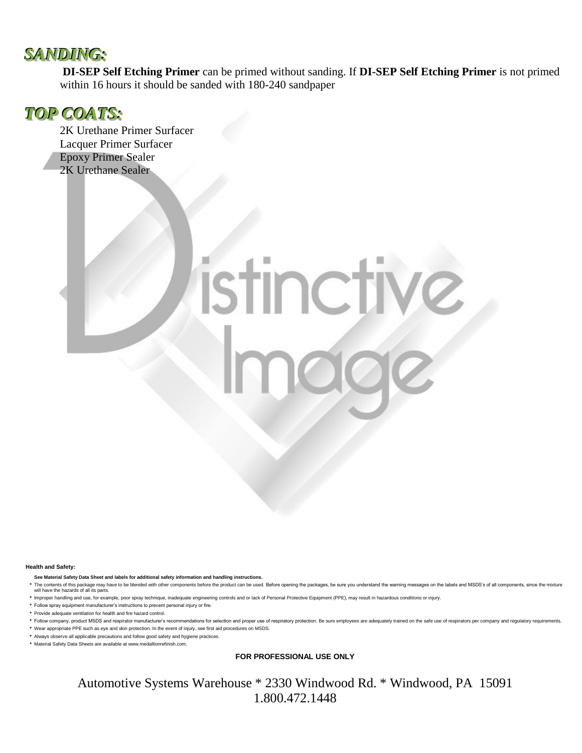## ***SANDING:***

**DI-SEP Self Etching Primer** can be primed without sanding. If **DI-SEP Self Etching Primer** is not primed within 16 hours it should be sanded with 180-240 sandpaper

## ***TOP COATS:***

2K Urethane Primer Surfacer
Lacquer Primer Surfacer
Epoxy Primer Sealer
2K Urethane Sealer

**Health and Safety:**

**See Material Safety Data Sheet and labels for additional safety information and handling instructions.**

* The contents of this package may have to be blended with other components before the product can be used. Before opening the packages, be sure you understand the warning messages on the labels and MSDS's of all components, since the mixture will have the hazards of all its parts.
* Improper handling and use, for example, poor spray technique, inadequate engineering controls and or lack of Personal Protective Equipment (PPE), may result in hazardous conditions or injury.
* Follow spray equipment manufacturer's instructions to prevent personal injury or fire.
* Provide adequate ventilation for health and fire hazard control.
* Follow company, product MSDS and respirator manufacturer's recommendations for selection and proper use of respiratory protection. Be sure employees are adequately trained on the safe use of respirators per company and regulatory requirements.
* Wear appropriate PPE such as eye and skin protection. In the event of injury, see first aid procedures on MSDS.
* Always observe all applicable precautions and follow good safety and hygiene practices.
* Material Safety Data Sheets are available at www.medallionrefinish.com.

**FOR PROFESSIONAL USE ONLY**

Automotive Systems Warehouse * 2330 Windwood Rd. * Windwood, PA 15091
1.800.472.1448